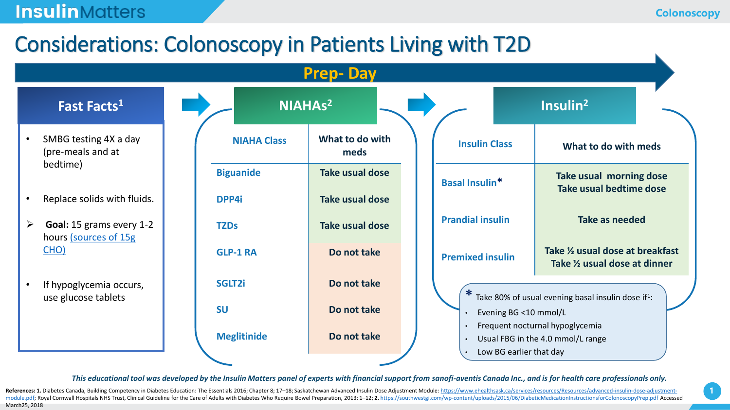# Considerations: Colonoscopy in Patients Living with T2D

## Prep- Day

### Fast Facts[1]

- SMBG testing 4X a day (pre-meals and at bedtime)
- Replace solids with fluids.
  - **Goal:** 15 grams every 1-2 hours (sources of 15g CHO)
- If hypoglycemia occurs, use glucose tablets

### NIAHAs[2]

| NIAHA Class | What to do with meds |
|---|---|
| Biguanide | Take usual dose |
| DPP4i | Take usual dose |
| TZDs | Take usual dose |
| GLP-1 RA | Do not take |
| SGLT2i | Do not take |
| SU | Do not take |
| Meglitinide | Do not take |

### Insulin[2]

| Insulin Class | What to do with meds |
|---|---|
| Basal Insulin* | Take usual morning dose<br>Take usual bedtime dose |
| Prandial insulin | Take as needed |
| Premixed insulin | Take ½ usual dose at breakfast<br>Take ½ usual dose at dinner |

* Take 80% of usual evening basal insulin dose if[1]:
  - Evening BG <10 mmol/L
  - Frequent nocturnal hypoglycemia
  - Usual FBG in the 4.0 mmol/L range
  - Low BG earlier that day

*This educational tool was developed by the Insulin Matters panel of experts with financial support from sanofi-aventis Canada Inc., and is for health care professionals only.*

**References: 1.** Diabetes Canada, Building Competency in Diabetes Education: The Essentials 2016; Chapter 8; 17–18; Saskatchewan Advanced Insulin Dose Adjustment Module: https://www.ehealthsask.ca/services/resources/Resources/advanced-insulin-dose-adjustment-module.pdf; Royal Cornwall Hospitals NHS Trust, Clinical Guideline for the Care of Adults with Diabetes Who Require Bowel Preparation, 2013: 1–12; **2.** https://southwestgi.com/wp-content/uploads/2015/06/DiabeticMedicationInstructionsforColonoscopyPrep.pdf Accessed March25, 2018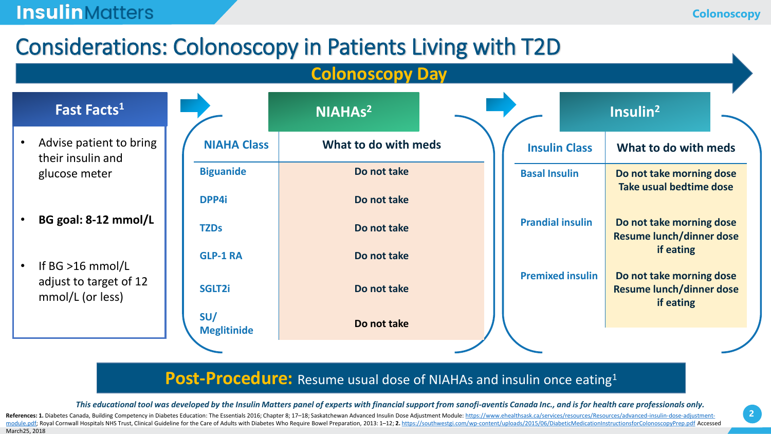# Considerations: Colonoscopy in Patients Living with T2D

## Colonoscopy Day

### Fast Facts[1]

- Advise patient to bring their insulin and glucose meter
- **BG goal: 8-12 mmol/L**
- If BG >16 mmol/L adjust to target of 12 mmol/L (or less)

### NIAHAs[2]

| NIAHA Class | What to do with meds |
|---|---|
| Biguanide | Do not take |
| DPP4i | Do not take |
| TZDs | Do not take |
| GLP-1 RA | Do not take |
| SGLT2i | Do not take |
| SU/ Meglitinide | Do not take |

### Insulin[2]

| Insulin Class | What to do with meds |
|---|---|
| Basal Insulin | Do not take morning dose<br>Take usual bedtime dose |
| Prandial insulin | Do not take morning dose<br>Resume lunch/dinner dose if eating |
| Premixed insulin | Do not take morning dose<br>Resume lunch/dinner dose if eating |

**Post-Procedure:** Resume usual dose of NIAHAs and insulin once eating[1]

*This educational tool was developed by the Insulin Matters panel of experts with financial support from sanofi-aventis Canada Inc., and is for health care professionals only.*

**References: 1.** Diabetes Canada, Building Competency in Diabetes Education: The Essentials 2016; Chapter 8; 17–18; Saskatchewan Advanced Insulin Dose Adjustment Module: https://www.ehealthsask.ca/services/resources/Resources/advanced-insulin-dose-adjustment-module.pdf; Royal Cornwall Hospitals NHS Trust, Clinical Guideline for the Care of Adults with Diabetes Who Require Bowel Preparation, 2013: 1–12; **2.** https://southwestgi.com/wp-content/uploads/2015/06/DiabeticMedicationInstructionsforColonoscopyPrep.pdf Accessed March25, 2018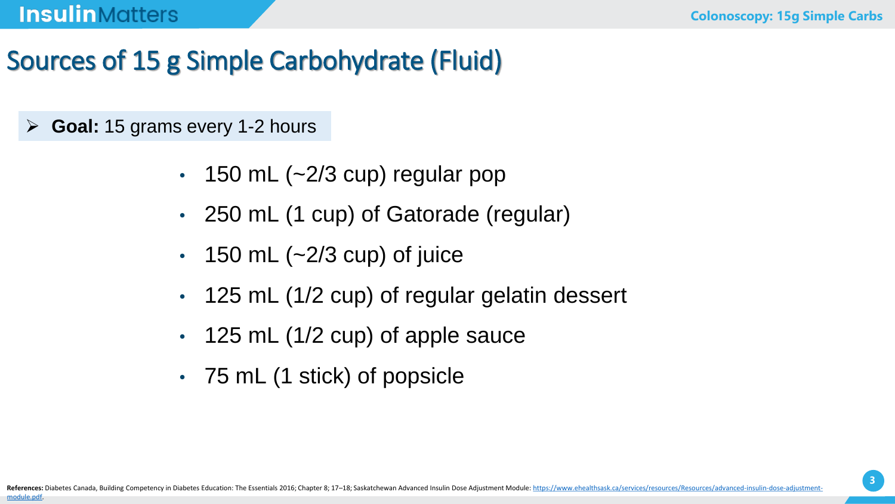# Sources of 15 g Simple Carbohydrate (Fluid)

- **Goal:** 15 grams every 1-2 hours

- 150 mL (~2/3 cup) regular pop
- 250 mL (1 cup) of Gatorade (regular)
- 150 mL (~2/3 cup) of juice
- 125 mL (1/2 cup) of regular gelatin dessert
- 125 mL (1/2 cup) of apple sauce
- 75 mL (1 stick) of popsicle

**References:** Diabetes Canada, Building Competency in Diabetes Education: The Essentials 2016; Chapter 8; 17–18; Saskatchewan Advanced Insulin Dose Adjustment Module: https://www.ehealthsask.ca/services/resources/Resources/advanced-insulin-dose-adjustment-module.pdf.